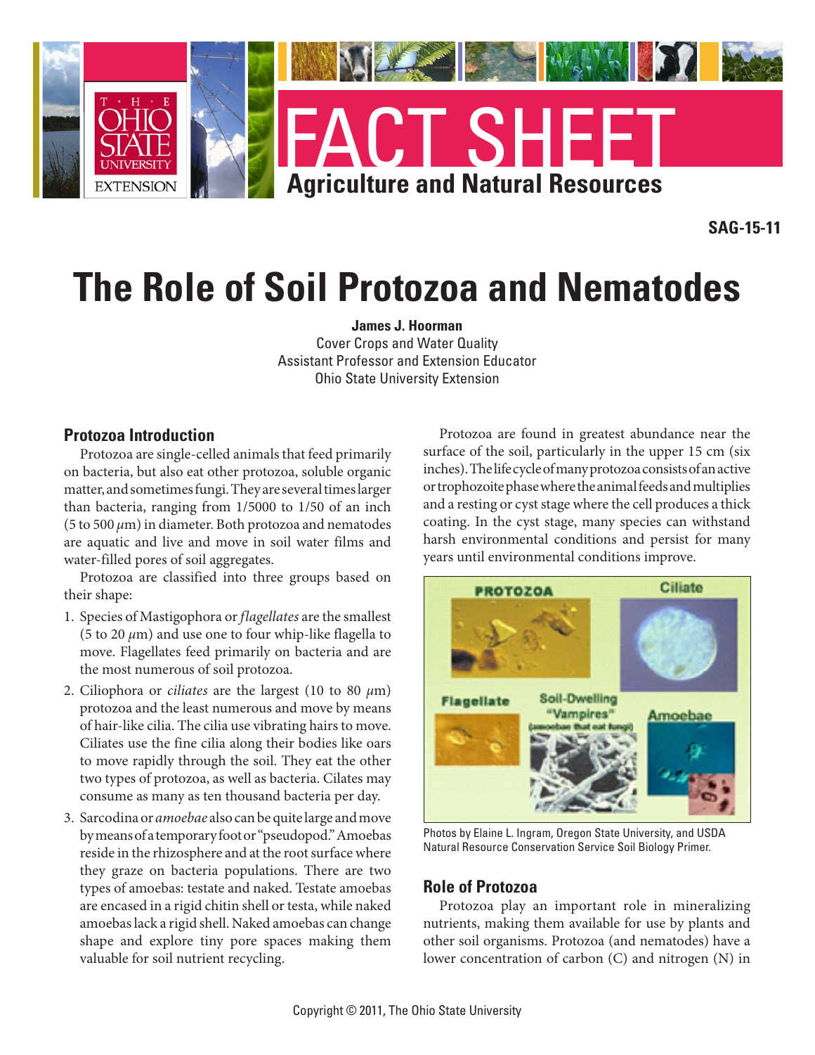FACT SHEET

Agriculture and Natural Resources

SAG-15-11

# The Role of Soil Protozoa and Nematodes

**James J. Hoorman**
Cover Crops and Water Quality
Assistant Professor and Extension Educator
Ohio State University Extension

## Protozoa Introduction

Protozoa are single-celled animals that feed primarily on bacteria, but also eat other protozoa, soluble organic matter, and sometimes fungi. They are several times larger than bacteria, ranging from 1/5000 to 1/50 of an inch (5 to 500 $\mu$m) in diameter. Both protozoa and nematodes are aquatic and live and move in soil water films and water-filled pores of soil aggregates.

Protozoa are classified into three groups based on their shape:

1. Species of Mastigophora or *flagellates* are the smallest (5 to 20 $\mu$m) and use one to four whip-like flagella to move. Flagellates feed primarily on bacteria and are the most numerous of soil protozoa.
2. Ciliophora or *ciliates* are the largest (10 to 80 $\mu$m) protozoa and the least numerous and move by means of hair-like cilia. The cilia use vibrating hairs to move. Ciliates use the fine cilia along their bodies like oars to move rapidly through the soil. They eat the other two types of protozoa, as well as bacteria. Cilates may consume as many as ten thousand bacteria per day.
3. Sarcodina or *amoebae* also can be quite large and move by means of a temporary foot or "pseudopod." Amoebas reside in the rhizosphere and at the root surface where they graze on bacteria populations. There are two types of amoebas: testate and naked. Testate amoebas are encased in a rigid chitin shell or testa, while naked amoebas lack a rigid shell. Naked amoebas can change shape and explore tiny pore spaces making them valuable for soil nutrient recycling.

Protozoa are found in greatest abundance near the surface of the soil, particularly in the upper 15 cm (six inches). The life cycle of many protozoa consists of an active or trophozoite phase where the animal feeds and multiplies and a resting or cyst stage where the cell produces a thick coating. In the cyst stage, many species can withstand harsh environmental conditions and persist for many years until environmental conditions improve.

Photos by Elaine L. Ingram, Oregon State University, and USDA Natural Resource Conservation Service Soil Biology Primer.

## Role of Protozoa

Protozoa play an important role in mineralizing nutrients, making them available for use by plants and other soil organisms. Protozoa (and nematodes) have a lower concentration of carbon (C) and nitrogen (N) in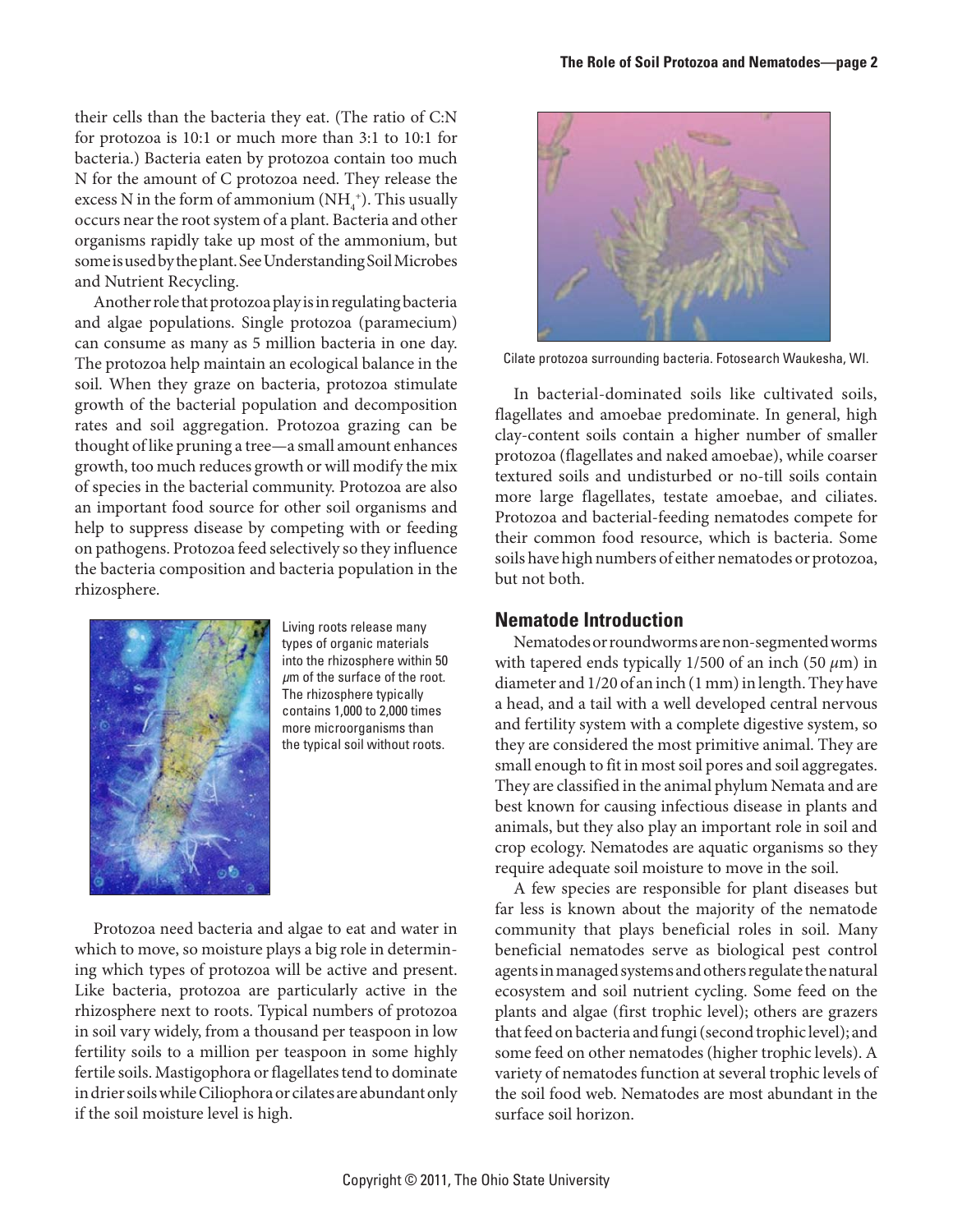their cells than the bacteria they eat. (The ratio of C:N for protozoa is 10:1 or much more than 3:1 to 10:1 for bacteria.) Bacteria eaten by protozoa contain too much N for the amount of C protozoa need. They release the excess N in the form of ammonium ($NH_4^+$). This usually occurs near the root system of a plant. Bacteria and other organisms rapidly take up most of the ammonium, but some is used by the plant. See Understanding Soil Microbes and Nutrient Recycling.

Another role that protozoa play is in regulating bacteria and algae populations. Single protozoa (paramecium) can consume as many as 5 million bacteria in one day. The protozoa help maintain an ecological balance in the soil. When they graze on bacteria, protozoa stimulate growth of the bacterial population and decomposition rates and soil aggregation. Protozoa grazing can be thought of like pruning a tree—a small amount enhances growth, too much reduces growth or will modify the mix of species in the bacterial community. Protozoa are also an important food source for other soil organisms and help to suppress disease by competing with or feeding on pathogens. Protozoa feed selectively so they influence the bacteria composition and bacteria population in the rhizosphere.

Living roots release many types of organic materials into the rhizosphere within 50 $\mu$m of the surface of the root. The rhizosphere typically contains 1,000 to 2,000 times more microorganisms than the typical soil without roots.

Protozoa need bacteria and algae to eat and water in which to move, so moisture plays a big role in determining which types of protozoa will be active and present. Like bacteria, protozoa are particularly active in the rhizosphere next to roots. Typical numbers of protozoa in soil vary widely, from a thousand per teaspoon in low fertility soils to a million per teaspoon in some highly fertile soils. Mastigophora or flagellates tend to dominate in drier soils while Ciliophora or cilates are abundant only if the soil moisture level is high.

Cilate protozoa surrounding bacteria. Fotosearch Waukesha, WI.

In bacterial-dominated soils like cultivated soils, flagellates and amoebae predominate. In general, high clay-content soils contain a higher number of smaller protozoa (flagellates and naked amoebae), while coarser textured soils and undisturbed or no-till soils contain more large flagellates, testate amoebae, and ciliates. Protozoa and bacterial-feeding nematodes compete for their common food resource, which is bacteria. Some soils have high numbers of either nematodes or protozoa, but not both.

## Nematode Introduction

Nematodes or roundworms are non-segmented worms with tapered ends typically 1/500 of an inch (50 $\mu$m) in diameter and 1/20 of an inch (1 mm) in length. They have a head, and a tail with a well developed central nervous and fertility system with a complete digestive system, so they are considered the most primitive animal. They are small enough to fit in most soil pores and soil aggregates. They are classified in the animal phylum Nemata and are best known for causing infectious disease in plants and animals, but they also play an important role in soil and crop ecology. Nematodes are aquatic organisms so they require adequate soil moisture to move in the soil.

A few species are responsible for plant diseases but far less is known about the majority of the nematode community that plays beneficial roles in soil. Many beneficial nematodes serve as biological pest control agents in managed systems and others regulate the natural ecosystem and soil nutrient cycling. Some feed on the plants and algae (first trophic level); others are grazers that feed on bacteria and fungi (second trophic level); and some feed on other nematodes (higher trophic levels). A variety of nematodes function at several trophic levels of the soil food web. Nematodes are most abundant in the surface soil horizon.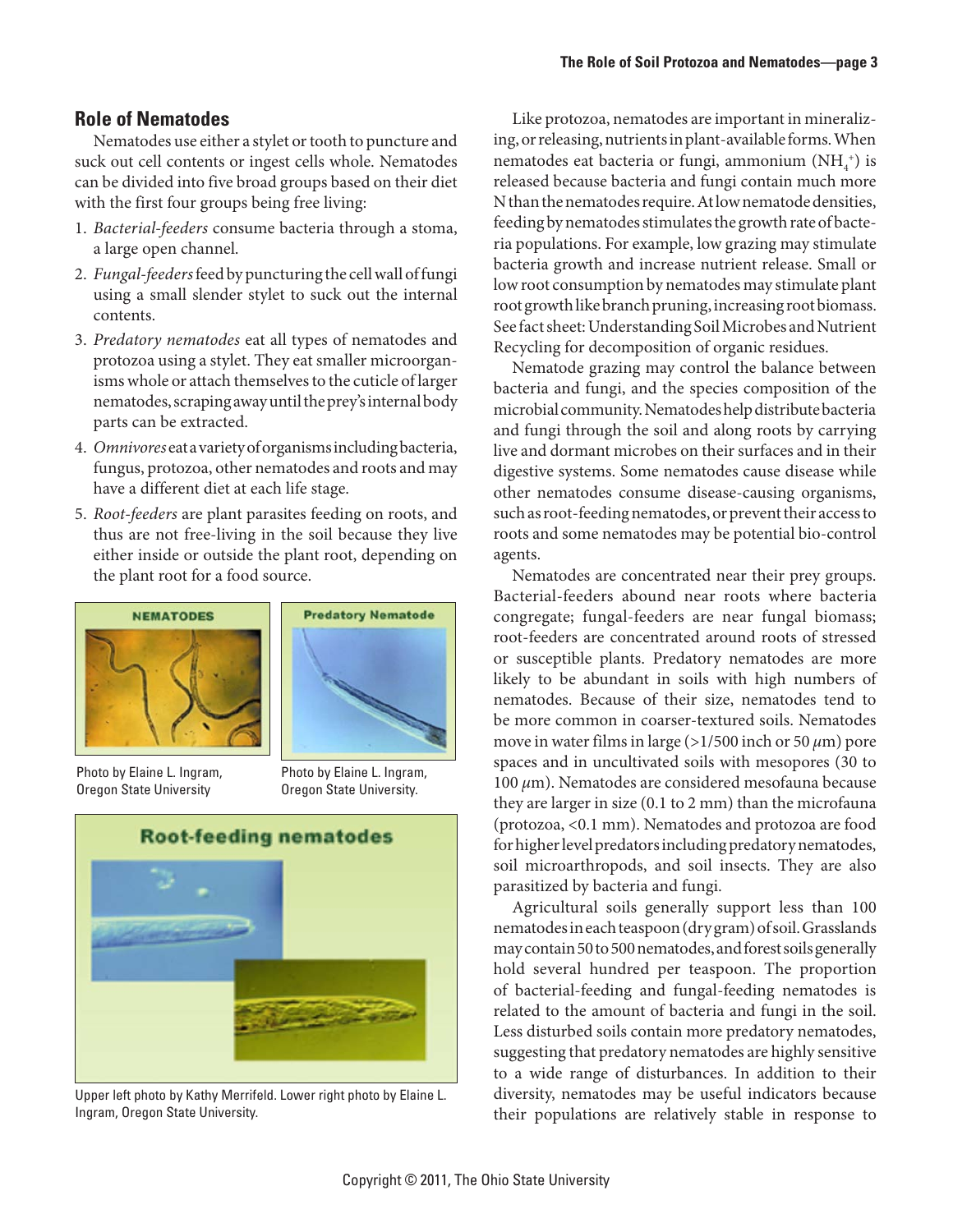## Role of Nematodes

Nematodes use either a stylet or tooth to puncture and suck out cell contents or ingest cells whole. Nematodes can be divided into five broad groups based on their diet with the first four groups being free living:

1. *Bacterial-feeders* consume bacteria through a stoma, a large open channel.
2. *Fungal-feeders* feed by puncturing the cell wall of fungi using a small slender stylet to suck out the internal contents.
3. *Predatory nematodes* eat all types of nematodes and protozoa using a stylet. They eat smaller microorganisms whole or attach themselves to the cuticle of larger nematodes, scraping away until the prey's internal body parts can be extracted.
4. *Omnivores* eat a variety of organisms including bacteria, fungus, protozoa, other nematodes and roots and may have a different diet at each life stage.
5. *Root-feeders* are plant parasites feeding on roots, and thus are not free-living in the soil because they live either inside or outside the plant root, depending on the plant root for a food source.

Photo by Elaine L. Ingram, Oregon State University

Photo by Elaine L. Ingram, Oregon State University.

Upper left photo by Kathy Merrifeld. Lower right photo by Elaine L. Ingram, Oregon State University.

Like protozoa, nematodes are important in mineralizing, or releasing, nutrients in plant-available forms. When nematodes eat bacteria or fungi, ammonium ($NH_4^+$) is released because bacteria and fungi contain much more N than the nematodes require. At low nematode densities, feeding by nematodes stimulates the growth rate of bacteria populations. For example, low grazing may stimulate bacteria growth and increase nutrient release. Small or low root consumption by nematodes may stimulate plant root growth like branch pruning, increasing root biomass. See fact sheet: Understanding Soil Microbes and Nutrient Recycling for decomposition of organic residues.

Nematode grazing may control the balance between bacteria and fungi, and the species composition of the microbial community. Nematodes help distribute bacteria and fungi through the soil and along roots by carrying live and dormant microbes on their surfaces and in their digestive systems. Some nematodes cause disease while other nematodes consume disease-causing organisms, such as root-feeding nematodes, or prevent their access to roots and some nematodes may be potential bio-control agents.

Nematodes are concentrated near their prey groups. Bacterial-feeders abound near roots where bacteria congregate; fungal-feeders are near fungal biomass; root-feeders are concentrated around roots of stressed or susceptible plants. Predatory nematodes are more likely to be abundant in soils with high numbers of nematodes. Because of their size, nematodes tend to be more common in coarser-textured soils. Nematodes move in water films in large (>1/500 inch or 50 $\mu$m) pore spaces and in uncultivated soils with mesopores (30 to 100 $\mu$m). Nematodes are considered mesofauna because they are larger in size (0.1 to 2 mm) than the microfauna (protozoa, <0.1 mm). Nematodes and protozoa are food for higher level predators including predatory nematodes, soil microarthropods, and soil insects. They are also parasitized by bacteria and fungi.

Agricultural soils generally support less than 100 nematodes in each teaspoon (dry gram) of soil. Grasslands may contain 50 to 500 nematodes, and forest soils generally hold several hundred per teaspoon. The proportion of bacterial-feeding and fungal-feeding nematodes is related to the amount of bacteria and fungi in the soil. Less disturbed soils contain more predatory nematodes, suggesting that predatory nematodes are highly sensitive to a wide range of disturbances. In addition to their diversity, nematodes may be useful indicators because their populations are relatively stable in response to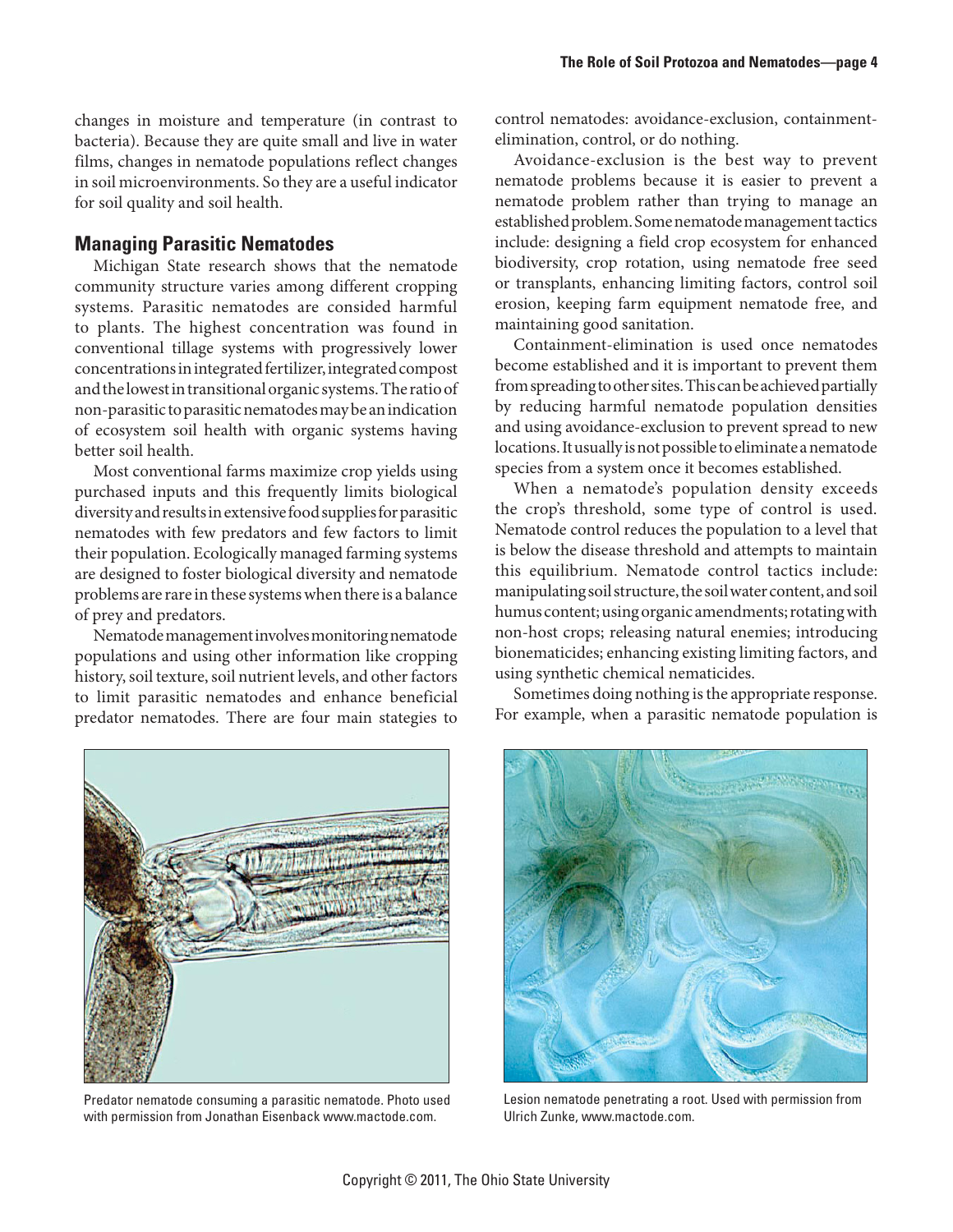changes in moisture and temperature (in contrast to bacteria). Because they are quite small and live in water films, changes in nematode populations reflect changes in soil microenvironments. So they are a useful indicator for soil quality and soil health.

## Managing Parasitic Nematodes

Michigan State research shows that the nematode community structure varies among different cropping systems. Parasitic nematodes are consided harmful to plants. The highest concentration was found in conventional tillage systems with progressively lower concentrations in integrated fertilizer, integrated compost and the lowest in transitional organic systems. The ratio of non-parasitic to parasitic nematodes may be an indication of ecosystem soil health with organic systems having better soil health.

Most conventional farms maximize crop yields using purchased inputs and this frequently limits biological diversity and results in extensive food supplies for parasitic nematodes with few predators and few factors to limit their population. Ecologically managed farming systems are designed to foster biological diversity and nematode problems are rare in these systems when there is a balance of prey and predators.

Nematode management involves monitoring nematode populations and using other information like cropping history, soil texture, soil nutrient levels, and other factors to limit parasitic nematodes and enhance beneficial predator nematodes. There are four main stategies to control nematodes: avoidance-exclusion, containment-elimination, control, or do nothing.

Avoidance-exclusion is the best way to prevent nematode problems because it is easier to prevent a nematode problem rather than trying to manage an established problem. Some nematode management tactics include: designing a field crop ecosystem for enhanced biodiversity, crop rotation, using nematode free seed or transplants, enhancing limiting factors, control soil erosion, keeping farm equipment nematode free, and maintaining good sanitation.

Containment-elimination is used once nematodes become established and it is important to prevent them from spreading to other sites. This can be achieved partially by reducing harmful nematode population densities and using avoidance-exclusion to prevent spread to new locations. It usually is not possible to eliminate a nematode species from a system once it becomes established.

When a nematode's population density exceeds the crop's threshold, some type of control is used. Nematode control reduces the population to a level that is below the disease threshold and attempts to maintain this equilibrium. Nematode control tactics include: manipulating soil structure, the soil water content, and soil humus content; using organic amendments; rotating with non-host crops; releasing natural enemies; introducing bionematicides; enhancing existing limiting factors, and using synthetic chemical nematicides.

Sometimes doing nothing is the appropriate response. For example, when a parasitic nematode population is

Predator nematode consuming a parasitic nematode. Photo used with permission from Jonathan Eisenback www.mactode.com.

Lesion nematode penetrating a root. Used with permission from Ulrich Zunke, www.mactode.com.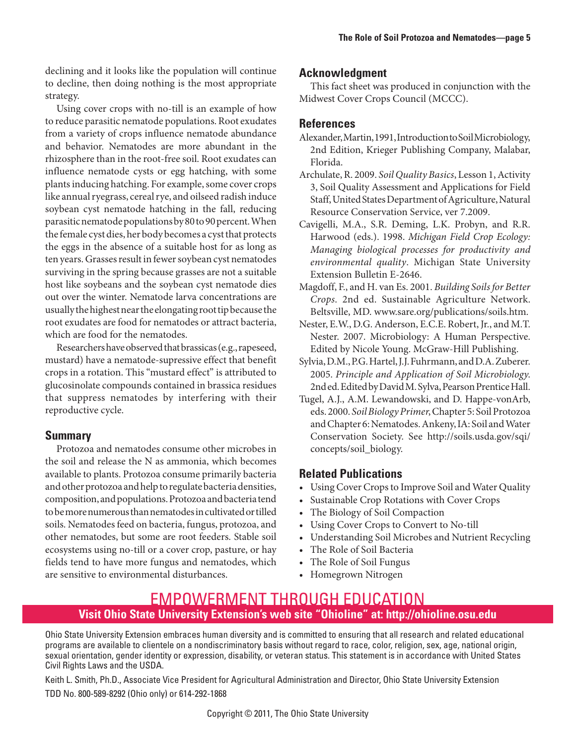declining and it looks like the population will continue to decline, then doing nothing is the most appropriate strategy.

Using cover crops with no-till is an example of how to reduce parasitic nematode populations. Root exudates from a variety of crops influence nematode abundance and behavior. Nematodes are more abundant in the rhizosphere than in the root-free soil. Root exudates can influence nematode cysts or egg hatching, with some plants inducing hatching. For example, some cover crops like annual ryegrass, cereal rye, and oilseed radish induce soybean cyst nematode hatching in the fall, reducing parasitic nematode populations by 80 to 90 percent. When the female cyst dies, her body becomes a cyst that protects the eggs in the absence of a suitable host for as long as ten years. Grasses result in fewer soybean cyst nematodes surviving in the spring because grasses are not a suitable host like soybeans and the soybean cyst nematode dies out over the winter. Nematode larva concentrations are usually the highest near the elongating root tip because the root exudates are food for nematodes or attract bacteria, which are food for the nematodes.

Researchers have observed that brassicas (e.g., rapeseed, mustard) have a nematode-supressive effect that benefit crops in a rotation. This "mustard effect" is attributed to glucosinolate compounds contained in brassica residues that suppress nematodes by interfering with their reproductive cycle.

## Summary

Protozoa and nematodes consume other microbes in the soil and release the N as ammonia, which becomes available to plants. Protozoa consume primarily bacteria and other protozoa and help to regulate bacteria densities, composition, and populations. Protozoa and bacteria tend to be more numerous than nematodes in cultivated or tilled soils. Nematodes feed on bacteria, fungus, protozoa, and other nematodes, but some are root feeders. Stable soil ecosystems using no-till or a cover crop, pasture, or hay fields tend to have more fungus and nematodes, which are sensitive to environmental disturbances.

## Acknowledgment

This fact sheet was produced in conjunction with the Midwest Cover Crops Council (MCCC).

## References

Alexander, Martin, 1991, Introduction to Soil Microbiology, 2nd Edition, Krieger Publishing Company, Malabar, Florida.

Archulate, R. 2009. *Soil Quality Basics*, Lesson 1, Activity 3, Soil Quality Assessment and Applications for Field Staff, United States Department of Agriculture, Natural Resource Conservation Service, ver 7.2009.

Cavigelli, M.A., S.R. Deming, L.K. Probyn, and R.R. Harwood (eds.). 1998. *Michigan Field Crop Ecology: Managing biological processes for productivity and environmental quality*. Michigan State University Extension Bulletin E-2646.

Magdoff, F., and H. van Es. 2001. *Building Soils for Better Crops*. 2nd ed. Sustainable Agriculture Network. Beltsville, MD. www.sare.org/publications/soils.htm.

Nester, E.W., D.G. Anderson, E.C.E. Robert, Jr., and M.T. Nester. 2007. Microbiology: A Human Perspective. Edited by Nicole Young. McGraw-Hill Publishing.

Sylvia, D.M., P.G. Hartel, J.J. Fuhrmann, and D.A. Zuberer. 2005. *Principle and Application of Soil Microbiology*. 2nd ed. Edited by David M. Sylva, Pearson Prentice Hall.

Tugel, A.J., A.M. Lewandowski, and D. Happe-vonArb, eds. 2000. *Soil Biology Primer*, Chapter 5: Soil Protozoa and Chapter 6: Nematodes. Ankeny, IA: Soil and Water Conservation Society. See http://soils.usda.gov/sqi/concepts/soil_biology.

## Related Publications

- Using Cover Crops to Improve Soil and Water Quality
- Sustainable Crop Rotations with Cover Crops
- The Biology of Soil Compaction
- Using Cover Crops to Convert to No-till
- Understanding Soil Microbes and Nutrient Recycling
- The Role of Soil Bacteria
- The Role of Soil Fungus
- Homegrown Nitrogen

EMPOWERMENT THROUGH EDUCATION

**Visit Ohio State University Extension's web site "Ohioline" at: http://ohioline.osu.edu**

Ohio State University Extension embraces human diversity and is committed to ensuring that all research and related educational programs are available to clientele on a nondiscriminatory basis without regard to race, color, religion, sex, age, national origin, sexual orientation, gender identity or expression, disability, or veteran status. This statement is in accordance with United States Civil Rights Laws and the USDA.

Keith L. Smith, Ph.D., Associate Vice President for Agricultural Administration and Director, Ohio State University Extension

TDD No. 800-589-8292 (Ohio only) or 614-292-1868

Copyright © 2011, The Ohio State University